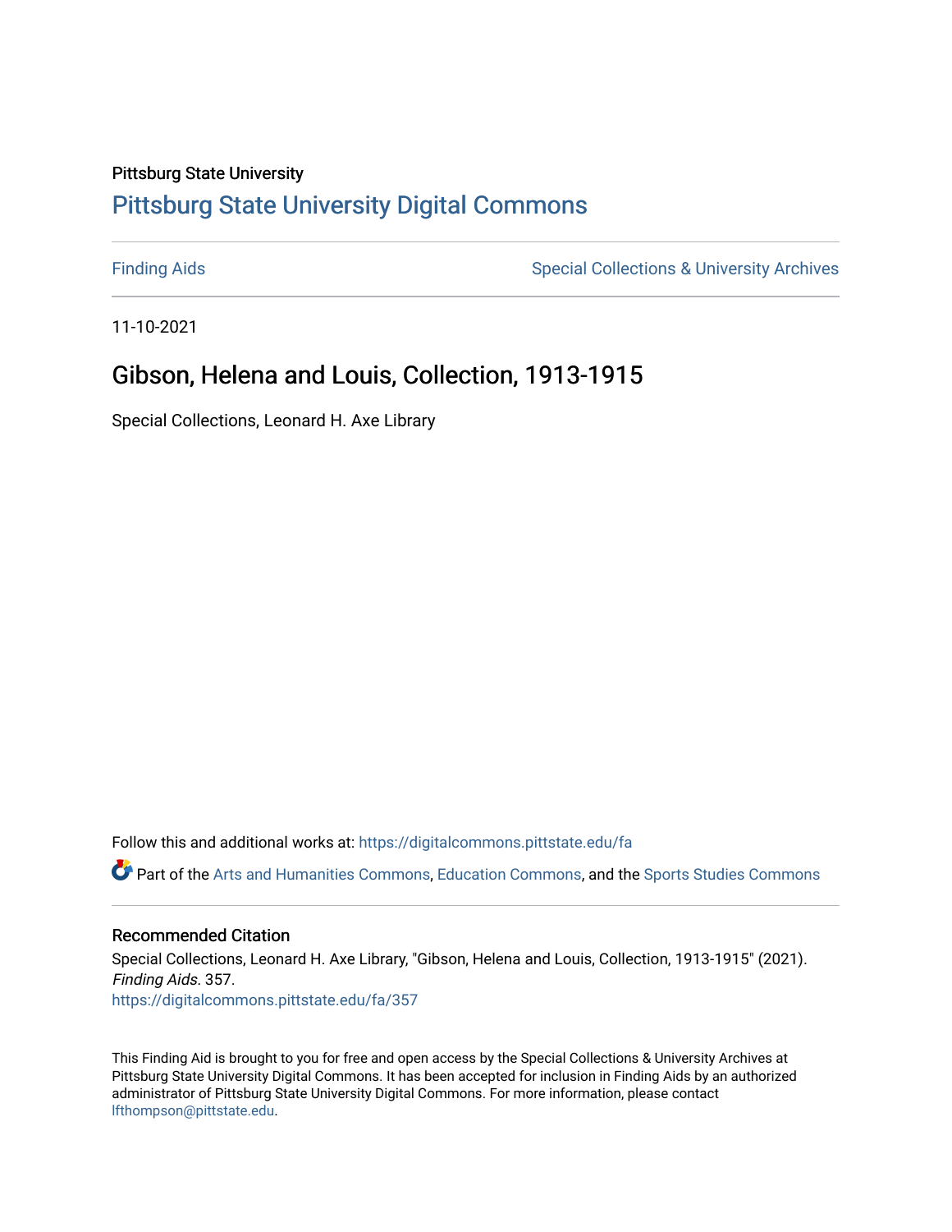Pittsburg State University

# Pittsburg State University Digital Commons

Finding Aids

Special Collections & University Archives

11-10-2021

## Gibson, Helena and Louis, Collection, 1913-1915

Special Collections, Leonard H. Axe Library

Follow this and additional works at: https://digitalcommons.pittstate.edu/fa

Part of the Arts and Humanities Commons, Education Commons, and the Sports Studies Commons

### Recommended Citation

Special Collections, Leonard H. Axe Library, "Gibson, Helena and Louis, Collection, 1913-1915" (2021). *Finding Aids*. 357.
https://digitalcommons.pittstate.edu/fa/357

This Finding Aid is brought to you for free and open access by the Special Collections & University Archives at Pittsburg State University Digital Commons. It has been accepted for inclusion in Finding Aids by an authorized administrator of Pittsburg State University Digital Commons. For more information, please contact lfthompson@pittstate.edu.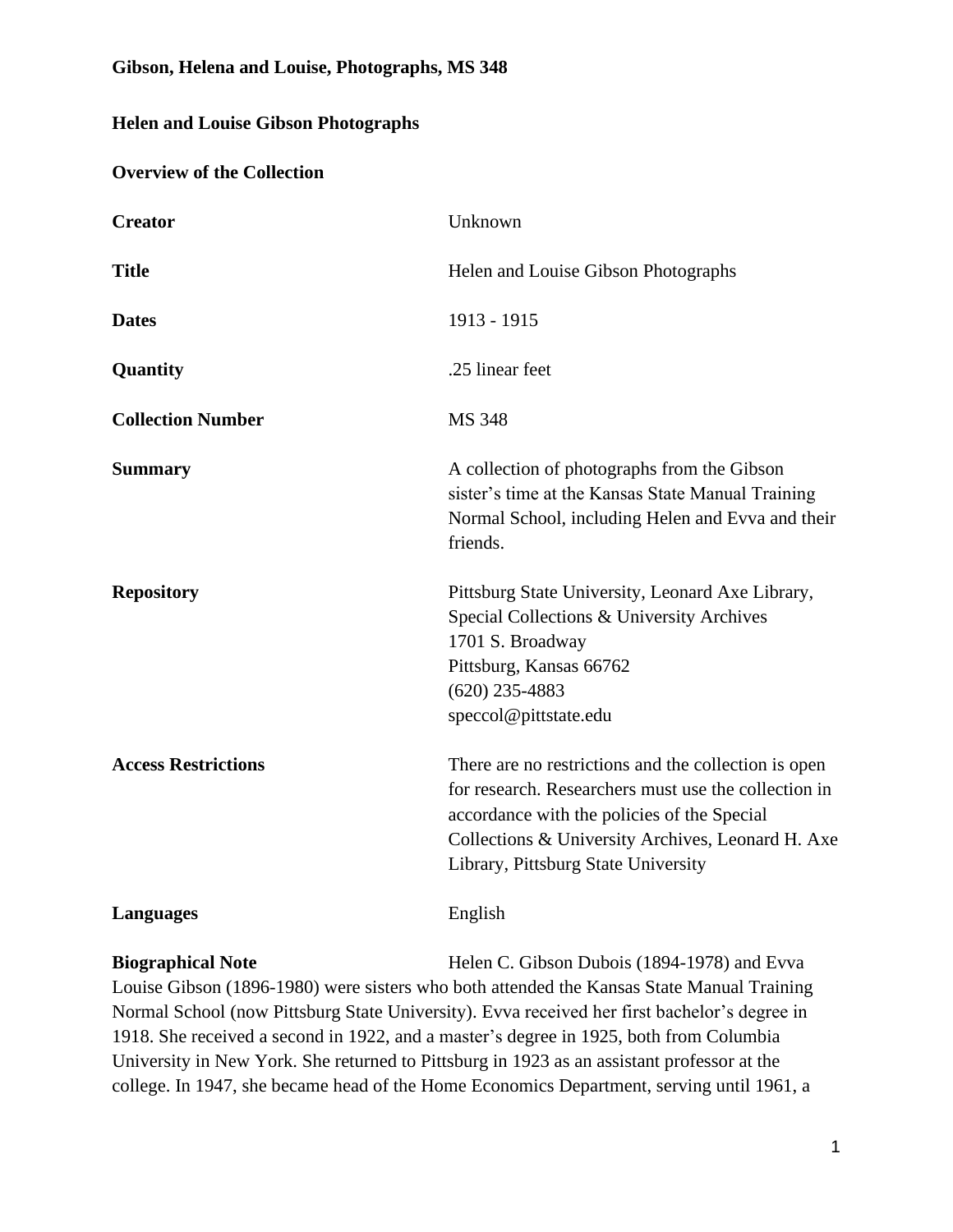**Gibson, Helena and Louise, Photographs, MS 348**

**Helen and Louise Gibson Photographs**

**Overview of the Collection**

| | |
|---|---|
| **Creator** | Unknown |
| **Title** | Helen and Louise Gibson Photographs |
| **Dates** | 1913 - 1915 |
| **Quantity** | .25 linear feet |
| **Collection Number** | MS 348 |
| **Summary** | A collection of photographs from the Gibson sister's time at the Kansas State Manual Training Normal School, including Helen and Evva and their friends. |
| **Repository** | Pittsburg State University, Leonard Axe Library, Special Collections & University Archives<br>1701 S. Broadway<br>Pittsburg, Kansas 66762<br>(620) 235-4883<br>speccol@pittstate.edu |
| **Access Restrictions** | There are no restrictions and the collection is open for research. Researchers must use the collection in accordance with the policies of the Special Collections & University Archives, Leonard H. Axe Library, Pittsburg State University |
| **Languages** | English |

**Biographical Note** Helen C. Gibson Dubois (1894-1978) and Evva Louise Gibson (1896-1980) were sisters who both attended the Kansas State Manual Training Normal School (now Pittsburg State University). Evva received her first bachelor's degree in 1918. She received a second in 1922, and a master's degree in 1925, both from Columbia University in New York. She returned to Pittsburg in 1923 as an assistant professor at the college. In 1947, she became head of the Home Economics Department, serving until 1961, a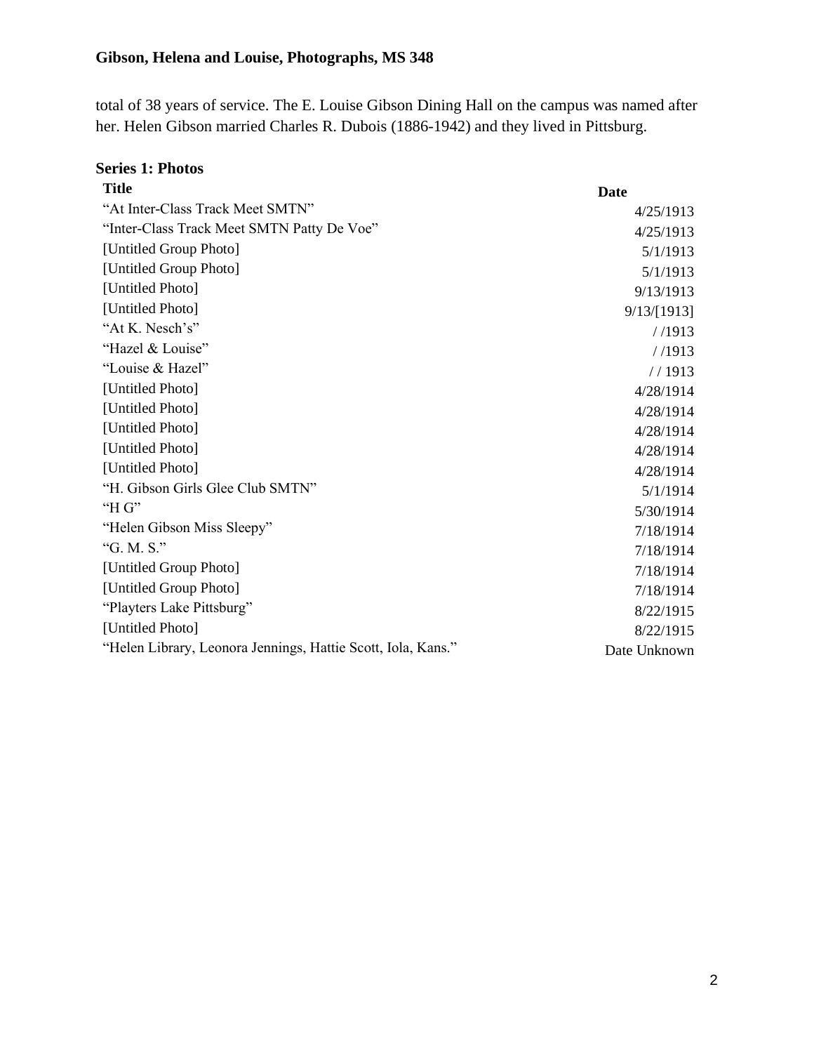total of 38 years of service. The E. Louise Gibson Dining Hall on the campus was named after her. Helen Gibson married Charles R. Dubois (1886-1942) and they lived in Pittsburg.

## Series 1: Photos

| Title | Date |
|---|---|
| "At Inter-Class Track Meet SMTN" | 4/25/1913 |
| "Inter-Class Track Meet SMTN Patty De Voe" | 4/25/1913 |
| [Untitled Group Photo] | 5/1/1913 |
| [Untitled Group Photo] | 5/1/1913 |
| [Untitled Photo] | 9/13/1913 |
| [Untitled Photo] | 9/13/[1913] |
| "At K. Nesch's" | / /1913 |
| "Hazel & Louise" | / /1913 |
| "Louise & Hazel" | / / 1913 |
| [Untitled Photo] | 4/28/1914 |
| [Untitled Photo] | 4/28/1914 |
| [Untitled Photo] | 4/28/1914 |
| [Untitled Photo] | 4/28/1914 |
| [Untitled Photo] | 4/28/1914 |
| "H. Gibson Girls Glee Club SMTN" | 5/1/1914 |
| "H G" | 5/30/1914 |
| "Helen Gibson Miss Sleepy" | 7/18/1914 |
| "G. M. S." | 7/18/1914 |
| [Untitled Group Photo] | 7/18/1914 |
| [Untitled Group Photo] | 7/18/1914 |
| "Playters Lake Pittsburg" | 8/22/1915 |
| [Untitled Photo] | 8/22/1915 |
| "Helen Library, Leonora Jennings, Hattie Scott, Iola, Kans." | Date Unknown |